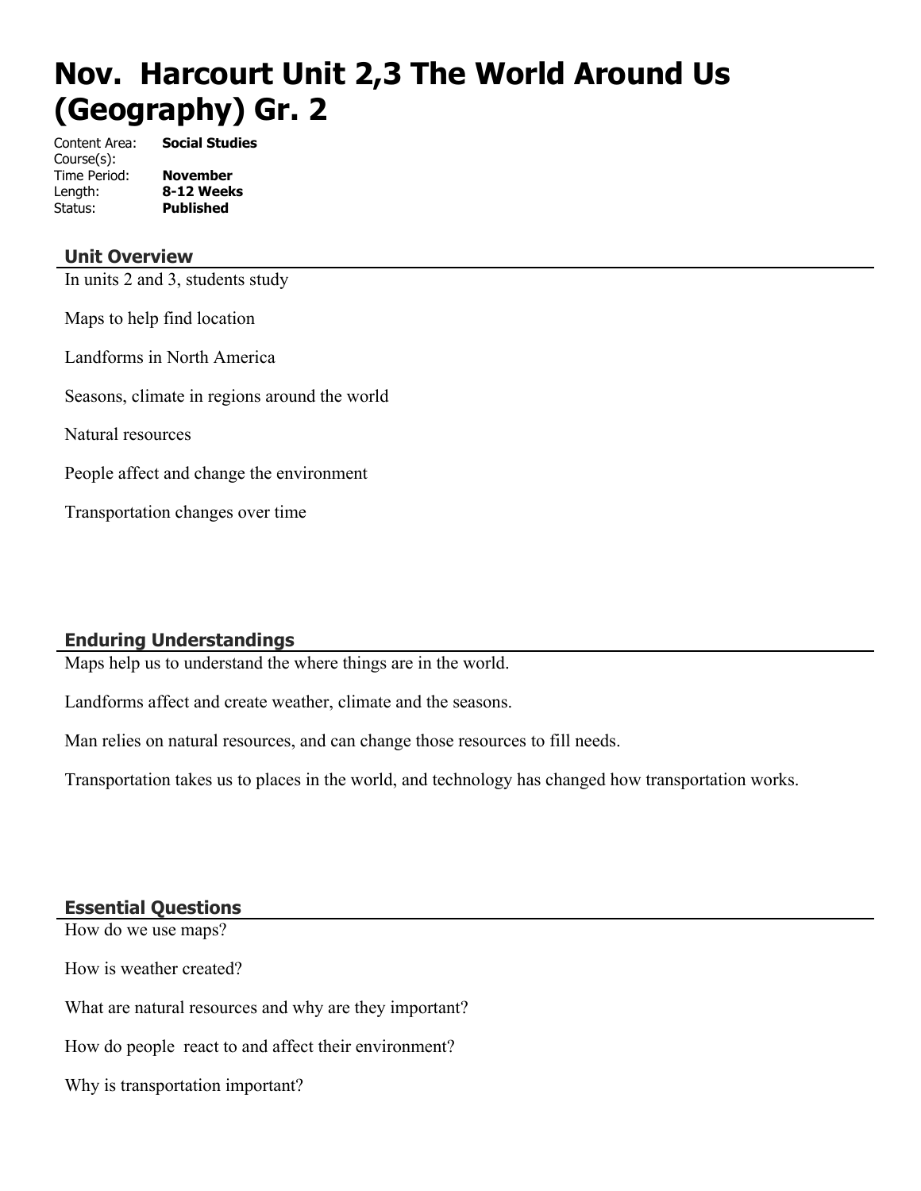# Nov. Harcourt Unit 2,3 The World Around Us (Geography) Gr. 2

Content Area: **Social Studies**
Course(s):
Time Period: **November**
Length: **8-12 Weeks**
Status: **Published**

## Unit Overview

In units 2 and 3, students study

Maps to help find location

Landforms in North America

Seasons, climate in regions around the world

Natural resources

People affect and change the environment

Transportation changes over time

## Enduring Understandings

Maps help us to understand the where things are in the world.

Landforms affect and create weather, climate and the seasons.

Man relies on natural resources, and can change those resources to fill needs.

Transportation takes us to places in the world, and technology has changed how transportation works.

## Essential Questions

How do we use maps?

How is weather created?

What are natural resources and why are they important?

How do people react to and affect their environment?

Why is transportation important?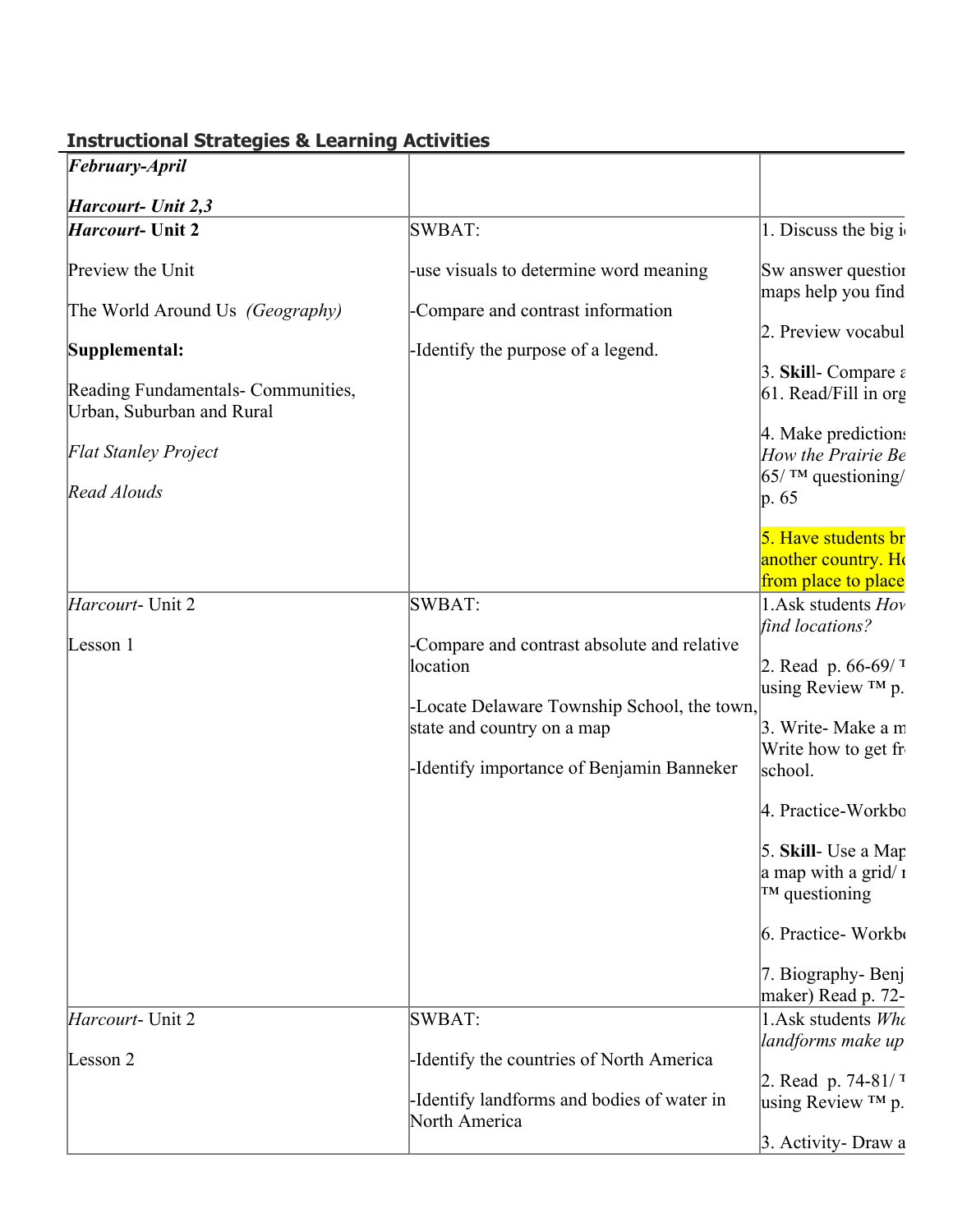## Instructional Strategies & Learning Activities

| ***February-April*** <br><br> ***Harcourt- Unit 2,3*** | | |
|---|---|---|
| ***Harcourt*- Unit 2** <br><br> Preview the Unit <br><br> The World Around Us *(Geography)* <br><br> **Supplemental:** <br><br> Reading Fundamentals- Communities, Urban, Suburban and Rural <br><br> *Flat Stanley Project* <br><br> *Read Alouds* | SWBAT: <br><br> -use visuals to determine word meaning <br><br> -Compare and contrast information <br><br> -Identify the purpose of a legend. | 1. Discuss the big i <br><br> Sw answer questio maps help you find <br><br> 2. Preview vocabul <br><br> 3. **Skil**l- Compare a 61. Read/Fill in org <br><br> 4. Make predictions *How the Prairie Be* 65/ ™ questioning/ p. 65 <br><br> 5. Have students br another country. H from place to place |
| *Harcourt*- Unit 2 <br><br> Lesson 1 | SWBAT: <br><br> -Compare and contrast absolute and relative location <br><br> -Locate Delaware Township School, the town, state and country on a map <br><br> -Identify importance of Benjamin Banneker | 1.Ask students *Hov find locations?* <br><br> 2. Read p. 66-69/ ™ using Review ™ p. <br><br> 3. Write- Make a m Write how to get fr school. <br><br> 4. Practice-Workbo <br><br> 5. **Skill**- Use a Map a map with a grid/ ™ questioning <br><br> 6. Practice- Workb <br><br> 7. Biography- Benj maker) Read p. 72- |
| *Harcourt*- Unit 2 <br><br> Lesson 2 | SWBAT: <br><br> -Identify the countries of North America <br><br> -Identify landforms and bodies of water in North America | 1.Ask students *Wh landforms make up* <br><br> 2. Read p. 74-81/ ™ using Review ™ p. <br><br> 3. Activity- Draw a |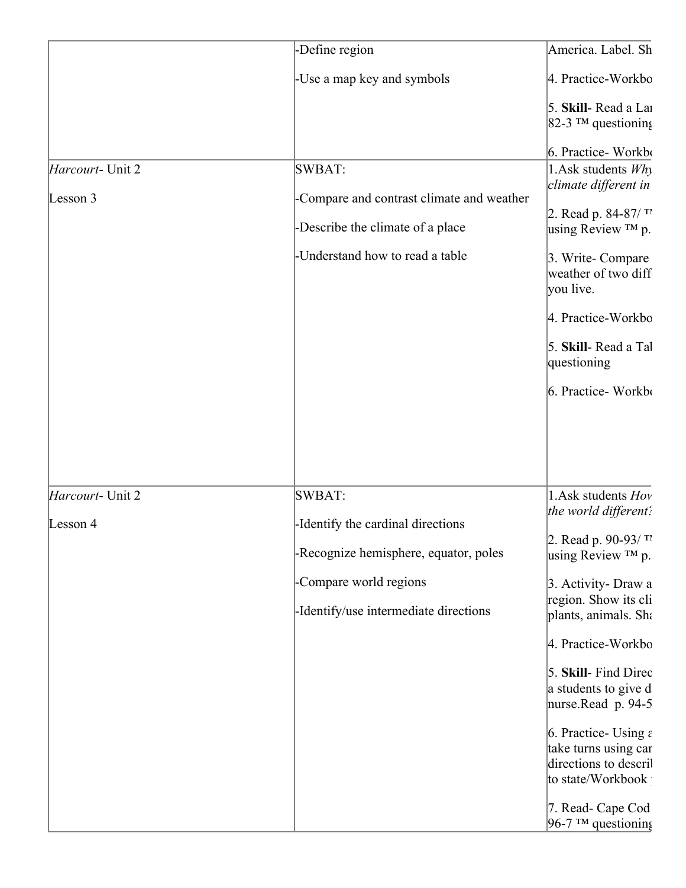| | | |
|---|---|---|
| | -Define region<br><br>-Use a map key and symbols | America. Label. Sh<br><br>4. Practice-Workbo<br><br>5. **Skill**- Read a La<br>82-3 ™ questioning<br><br>6. Practice- Workbo |
| *Harcourt*- Unit 2<br><br>Lesson 3 | SWBAT:<br><br>-Compare and contrast climate and weather<br><br>-Describe the climate of a place<br><br>-Understand how to read a table | 1.Ask students *Why*<br>*climate different in*<br><br>2. Read p. 84-87/ ™<br>using Review ™ p.<br><br>3. Write- Compare<br>weather of two diff<br>you live.<br><br>4. Practice-Workbo<br><br>5. **Skill**- Read a Ta<br>questioning<br><br>6. Practice- Workbo |
| *Harcourt*- Unit 2<br><br>Lesson 4 | SWBAT:<br><br>-Identify the cardinal directions<br><br>-Recognize hemisphere, equator, poles<br><br>-Compare world regions<br><br>-Identify/use intermediate directions | 1.Ask students *How*<br>*the world different?*<br><br>2. Read p. 90-93/ ™<br>using Review ™ p.<br><br>3. Activity- Draw a<br>region. Show its cli<br>plants, animals. Sha<br><br>4. Practice-Workbo<br><br>5. **Skill**- Find Direc<br>a students to give d<br>nurse.Read p. 94-5<br><br>6. Practice- Using a<br>take turns using car<br>directions to descri<br>to state/Workbook<br><br>7. Read- Cape Cod<br>96-7 ™ questioning |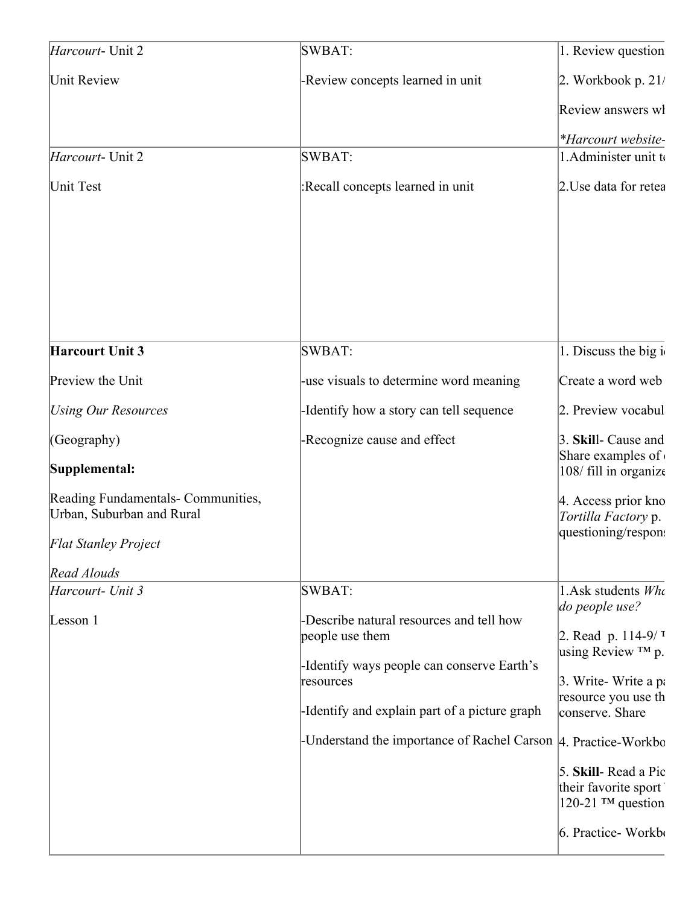| | | |
|---|---|---|
| *Harcourt*- Unit 2<br><br>Unit Review | SWBAT:<br><br>-Review concepts learned in unit | 1. Review question<br><br>2. Workbook p. 21/<br><br>Review answers wh<br><br>*\*Harcourt website-* |
| *Harcourt*- Unit 2<br><br>Unit Test | SWBAT:<br><br>:Recall concepts learned in unit | 1.Administer unit te<br><br>2.Use data for retea |
| **Harcourt Unit 3**<br><br>Preview the Unit<br><br>*Using Our Resources*<br><br>(Geography)<br><br>**Supplemental:**<br><br>Reading Fundamentals- Communities, Urban, Suburban and Rural<br><br>*Flat Stanley Project*<br><br>*Read Alouds* | SWBAT:<br><br>-use visuals to determine word meaning<br><br>-Identify how a story can tell sequence<br><br>-Recognize cause and effect | 1. Discuss the big i<br><br>Create a word web<br><br>2. Preview vocabul<br><br>3. **Skil**l- Cause and Share examples of 108/ fill in organize<br><br>4. Access prior kno *Tortilla Factory* p. questioning/respons |
| *Harcourt- Unit 3*<br><br>Lesson 1 | SWBAT:<br><br>-Describe natural resources and tell how people use them<br><br>-Identify ways people can conserve Earth's resources<br><br>-Identify and explain part of a picture graph<br><br>-Understand the importance of Rachel Carson | 1.Ask students *Wha do people use?*<br><br>2. Read p. 114-9/ T using Review ™ p.<br><br>3. Write- Write a pa resource you use th conserve. Share<br><br>4. Practice-Workbo<br><br>5. **Skill**- Read a Pic their favorite sport 120-21 ™ question<br><br>6. Practice- Workbo |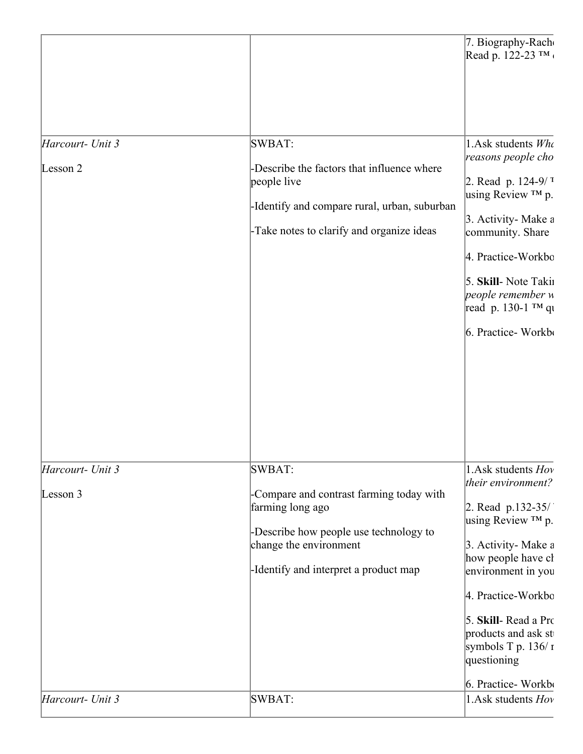| | | |
|---|---|---|
| | | 7. Biography-Rach<br>Read p. 122-23 ™ |
| *Harcourt- Unit 3*<br><br>Lesson 2 | SWBAT:<br><br>-Describe the factors that influence where people live<br><br>-Identify and compare rural, urban, suburban<br><br>-Take notes to clarify and organize ideas | 1.Ask students *Wh*<br>*reasons people cho*<br><br>2. Read p. 124-9/ ™<br>using Review ™ p.<br><br>3. Activity- Make a<br>community. Share<br><br>4. Practice-Workbo<br><br>5. **Skill**- Note Takin<br>*people remember w*<br>read p. 130-1 ™ qu<br><br>6. Practice- Workbo |
| *Harcourt- Unit 3*<br><br>Lesson 3 | SWBAT:<br><br>-Compare and contrast farming today with farming long ago<br><br>-Describe how people use technology to change the environment<br><br>-Identify and interpret a product map | 1.Ask students *Hov*<br>*their environment?*<br><br>2. Read p.132-35/<br>using Review ™ p.<br><br>3. Activity- Make a<br>how people have ch<br>environment in you<br><br>4. Practice-Workbo<br><br>5. **Skill**- Read a Pro<br>products and ask st<br>symbols T p. 136/ r<br>questioning<br><br>6. Practice- Workbo |
| *Harcourt- Unit 3* | SWBAT: | 1.Ask students *Hov* |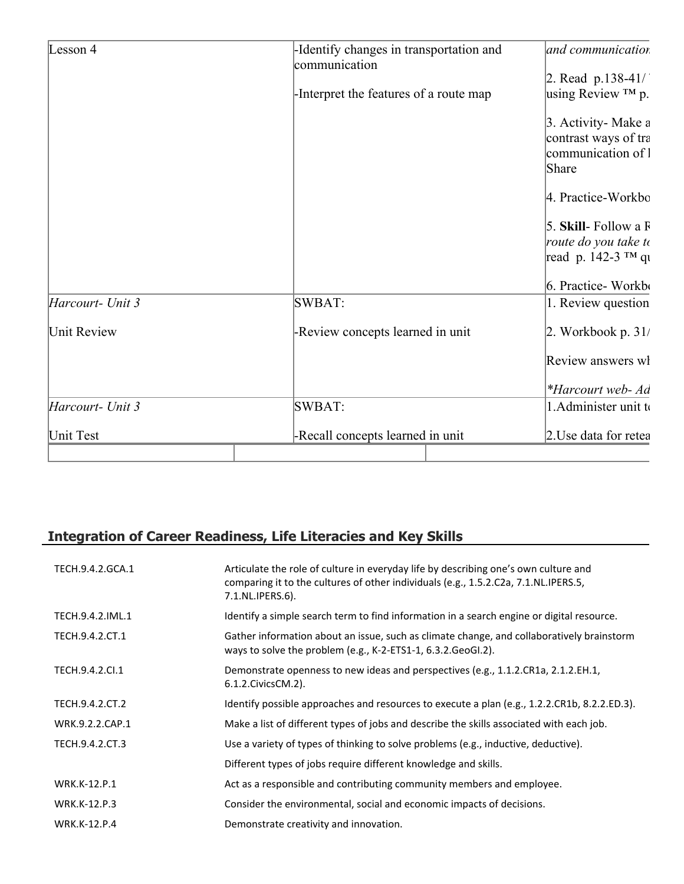| | | |
|---|---|---|
| Lesson 4 | -Identify changes in transportation and communication<br><br>-Interpret the features of a route map | *and communication*<br><br>2. Read p.138-41/ using Review ™ p.<br><br>3. Activity- Make a contrast ways of tra communication of l Share<br><br>4. Practice-Workbo<br><br>5. **Skill**- Follow a R *route do you take to* read p. 142-3 ™ qu<br><br>6. Practice- Workbo |
| *Harcourt- Unit 3*<br><br>Unit Review | SWBAT:<br><br>-Review concepts learned in unit | 1. Review question<br><br>2. Workbook p. 31/<br><br>Review answers wh<br><br>*\*Harcourt web- Ad* |
| *Harcourt- Unit 3*<br><br>Unit Test | SWBAT:<br><br>-Recall concepts learned in unit | 1.Administer unit te<br><br>2.Use data for retea |
| | | |

## Integration of Career Readiness, Life Literacies and Key Skills

| | |
|---|---|
| TECH.9.4.2.GCA.1 | Articulate the role of culture in everyday life by describing one's own culture and comparing it to the cultures of other individuals (e.g., 1.5.2.C2a, 7.1.NL.IPERS.5, 7.1.NL.IPERS.6). |
| TECH.9.4.2.IML.1 | Identify a simple search term to find information in a search engine or digital resource. |
| TECH.9.4.2.CT.1 | Gather information about an issue, such as climate change, and collaboratively brainstorm ways to solve the problem (e.g., K-2-ETS1-1, 6.3.2.GeoGI.2). |
| TECH.9.4.2.CI.1 | Demonstrate openness to new ideas and perspectives (e.g., 1.1.2.CR1a, 2.1.2.EH.1, 6.1.2.CivicsCM.2). |
| TECH.9.4.2.CT.2 | Identify possible approaches and resources to execute a plan (e.g., 1.2.2.CR1b, 8.2.2.ED.3). |
| WRK.9.2.2.CAP.1 | Make a list of different types of jobs and describe the skills associated with each job. |
| TECH.9.4.2.CT.3 | Use a variety of types of thinking to solve problems (e.g., inductive, deductive). |
| | Different types of jobs require different knowledge and skills. |
| WRK.K-12.P.1 | Act as a responsible and contributing community members and employee. |
| WRK.K-12.P.3 | Consider the environmental, social and economic impacts of decisions. |
| WRK.K-12.P.4 | Demonstrate creativity and innovation. |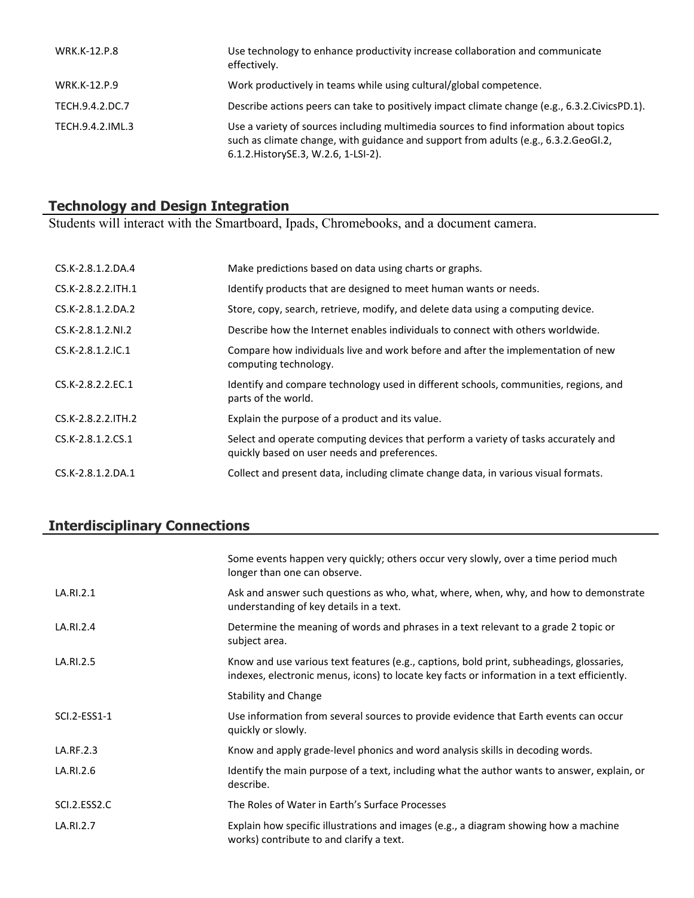| | |
|---|---|
| WRK.K-12.P.8 | Use technology to enhance productivity increase collaboration and communicate effectively. |
| WRK.K-12.P.9 | Work productively in teams while using cultural/global competence. |
| TECH.9.4.2.DC.7 | Describe actions peers can take to positively impact climate change (e.g., 6.3.2.CivicsPD.1). |
| TECH.9.4.2.IML.3 | Use a variety of sources including multimedia sources to find information about topics such as climate change, with guidance and support from adults (e.g., 6.3.2.GeoGI.2, 6.1.2.HistorySE.3, W.2.6, 1-LSI-2). |

## Technology and Design Integration

Students will interact with the Smartboard, Ipads, Chromebooks, and a document camera.

| | |
|---|---|
| CS.K-2.8.1.2.DA.4 | Make predictions based on data using charts or graphs. |
| CS.K-2.8.2.2.ITH.1 | Identify products that are designed to meet human wants or needs. |
| CS.K-2.8.1.2.DA.2 | Store, copy, search, retrieve, modify, and delete data using a computing device. |
| CS.K-2.8.1.2.NI.2 | Describe how the Internet enables individuals to connect with others worldwide. |
| CS.K-2.8.1.2.IC.1 | Compare how individuals live and work before and after the implementation of new computing technology. |
| CS.K-2.8.2.2.EC.1 | Identify and compare technology used in different schools, communities, regions, and parts of the world. |
| CS.K-2.8.2.2.ITH.2 | Explain the purpose of a product and its value. |
| CS.K-2.8.1.2.CS.1 | Select and operate computing devices that perform a variety of tasks accurately and quickly based on user needs and preferences. |
| CS.K-2.8.1.2.DA.1 | Collect and present data, including climate change data, in various visual formats. |

## Interdisciplinary Connections

| | |
|---|---|
| | Some events happen very quickly; others occur very slowly, over a time period much longer than one can observe. |
| LA.RI.2.1 | Ask and answer such questions as who, what, where, when, why, and how to demonstrate understanding of key details in a text. |
| LA.RI.2.4 | Determine the meaning of words and phrases in a text relevant to a grade 2 topic or subject area. |
| LA.RI.2.5 | Know and use various text features (e.g., captions, bold print, subheadings, glossaries, indexes, electronic menus, icons) to locate key facts or information in a text efficiently. |
| | Stability and Change |
| SCI.2-ESS1-1 | Use information from several sources to provide evidence that Earth events can occur quickly or slowly. |
| LA.RF.2.3 | Know and apply grade-level phonics and word analysis skills in decoding words. |
| LA.RI.2.6 | Identify the main purpose of a text, including what the author wants to answer, explain, or describe. |
| SCI.2.ESS2.C | The Roles of Water in Earth's Surface Processes |
| LA.RI.2.7 | Explain how specific illustrations and images (e.g., a diagram showing how a machine works) contribute to and clarify a text. |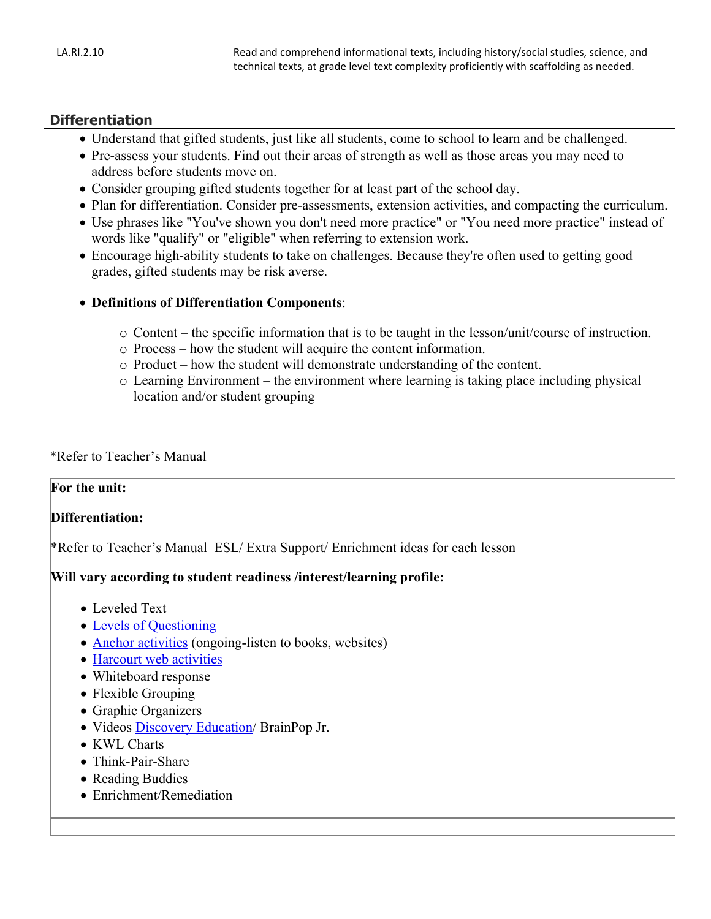| LA.RI.2.10 | Read and comprehend informational texts, including history/social studies, science, and technical texts, at grade level text complexity proficiently with scaffolding as needed. |
|---|---|

## Differentiation

- Understand that gifted students, just like all students, come to school to learn and be challenged.
- Pre-assess your students. Find out their areas of strength as well as those areas you may need to address before students move on.
- Consider grouping gifted students together for at least part of the school day.
- Plan for differentiation. Consider pre-assessments, extension activities, and compacting the curriculum.
- Use phrases like "You've shown you don't need more practice" or "You need more practice" instead of words like "qualify" or "eligible" when referring to extension work.
- Encourage high-ability students to take on challenges. Because they're often used to getting good grades, gifted students may be risk averse.

- **Definitions of Differentiation Components**:
    - Content – the specific information that is to be taught in the lesson/unit/course of instruction.
    - Process – how the student will acquire the content information.
    - Product – how the student will demonstrate understanding of the content.
    - Learning Environment – the environment where learning is taking place including physical location and/or student grouping

*Refer to Teacher's Manual

**For the unit:**

**Differentiation:**

*Refer to Teacher's Manual ESL/ Extra Support/ Enrichment ideas for each lesson

**Will vary according to student readiness /interest/learning profile:**

- Leveled Text
- Levels of Questioning
- Anchor activities (ongoing-listen to books, websites)
- Harcourt web activities
- Whiteboard response
- Flexible Grouping
- Graphic Organizers
- Videos Discovery Education/ BrainPop Jr.
- KWL Charts
- Think-Pair-Share
- Reading Buddies
- Enrichment/Remediation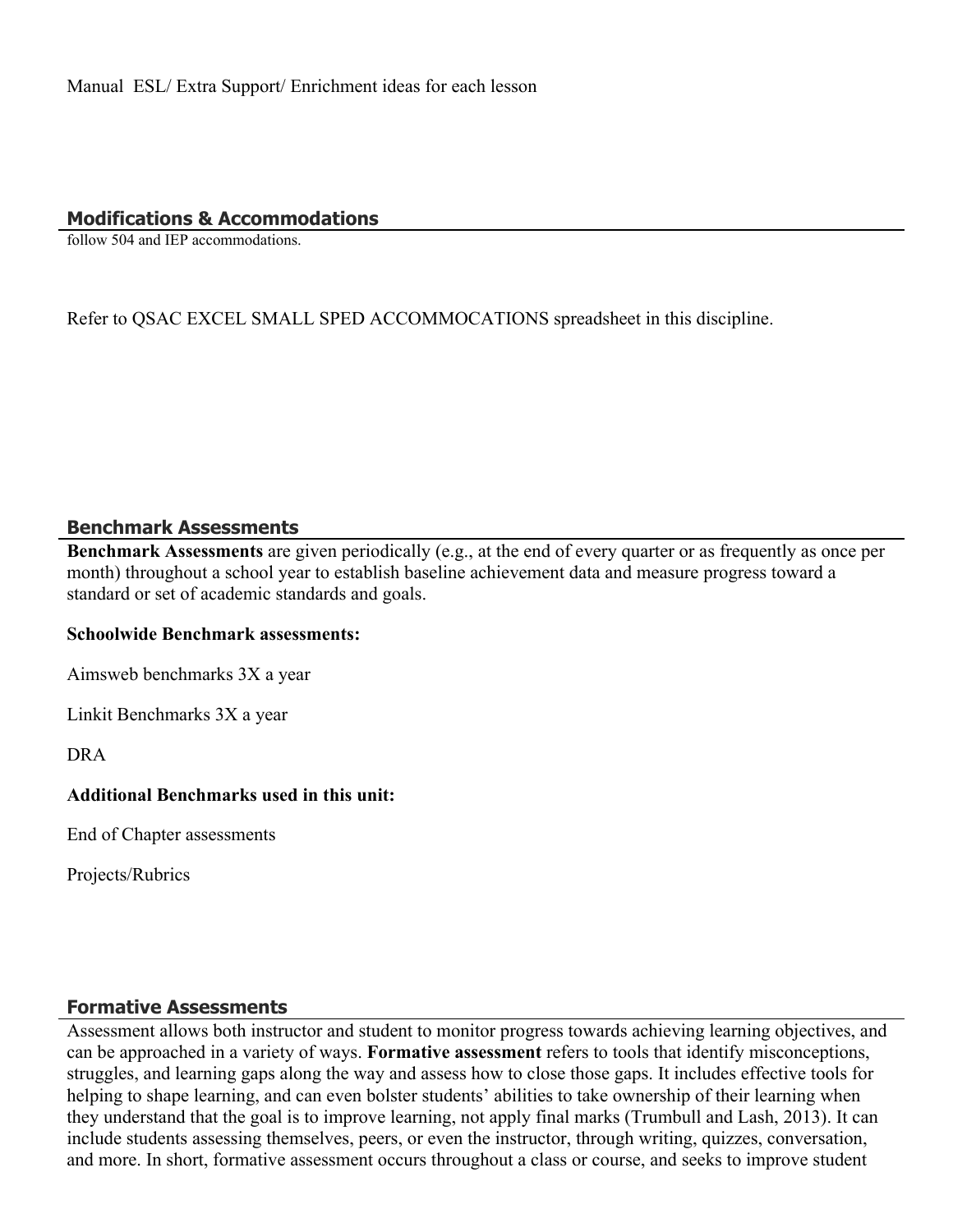Manual ESL/ Extra Support/ Enrichment ideas for each lesson

## Modifications & Accommodations

follow 504 and IEP accommodations.

Refer to QSAC EXCEL SMALL SPED ACCOMMOCATIONS spreadsheet in this discipline.

## Benchmark Assessments

**Benchmark Assessments** are given periodically (e.g., at the end of every quarter or as frequently as once per month) throughout a school year to establish baseline achievement data and measure progress toward a standard or set of academic standards and goals.

**Schoolwide Benchmark assessments:**

Aimsweb benchmarks 3X a year

Linkit Benchmarks 3X a year

DRA

**Additional Benchmarks used in this unit:**

End of Chapter assessments

Projects/Rubrics

## Formative Assessments

Assessment allows both instructor and student to monitor progress towards achieving learning objectives, and can be approached in a variety of ways. **Formative assessment** refers to tools that identify misconceptions, struggles, and learning gaps along the way and assess how to close those gaps. It includes effective tools for helping to shape learning, and can even bolster students' abilities to take ownership of their learning when they understand that the goal is to improve learning, not apply final marks (Trumbull and Lash, 2013). It can include students assessing themselves, peers, or even the instructor, through writing, quizzes, conversation, and more. In short, formative assessment occurs throughout a class or course, and seeks to improve student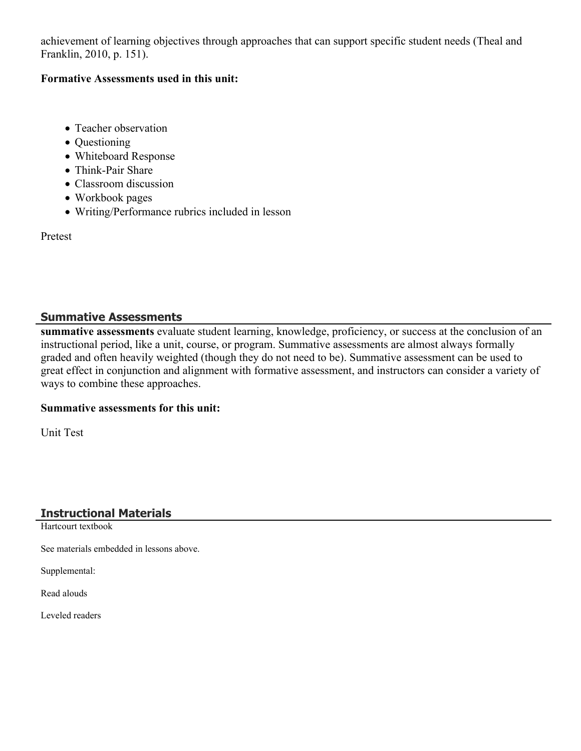achievement of learning objectives through approaches that can support specific student needs (Theal and Franklin, 2010, p. 151).

**Formative Assessments used in this unit:**

- Teacher observation
- Questioning
- Whiteboard Response
- Think-Pair Share
- Classroom discussion
- Workbook pages
- Writing/Performance rubrics included in lesson

Pretest

## Summative Assessments

**summative assessments** evaluate student learning, knowledge, proficiency, or success at the conclusion of an instructional period, like a unit, course, or program. Summative assessments are almost always formally graded and often heavily weighted (though they do not need to be). Summative assessment can be used to great effect in conjunction and alignment with formative assessment, and instructors can consider a variety of ways to combine these approaches.

**Summative assessments for this unit:**

Unit Test

## Instructional Materials

Hartcourt textbook

See materials embedded in lessons above.

Supplemental:

Read alouds

Leveled readers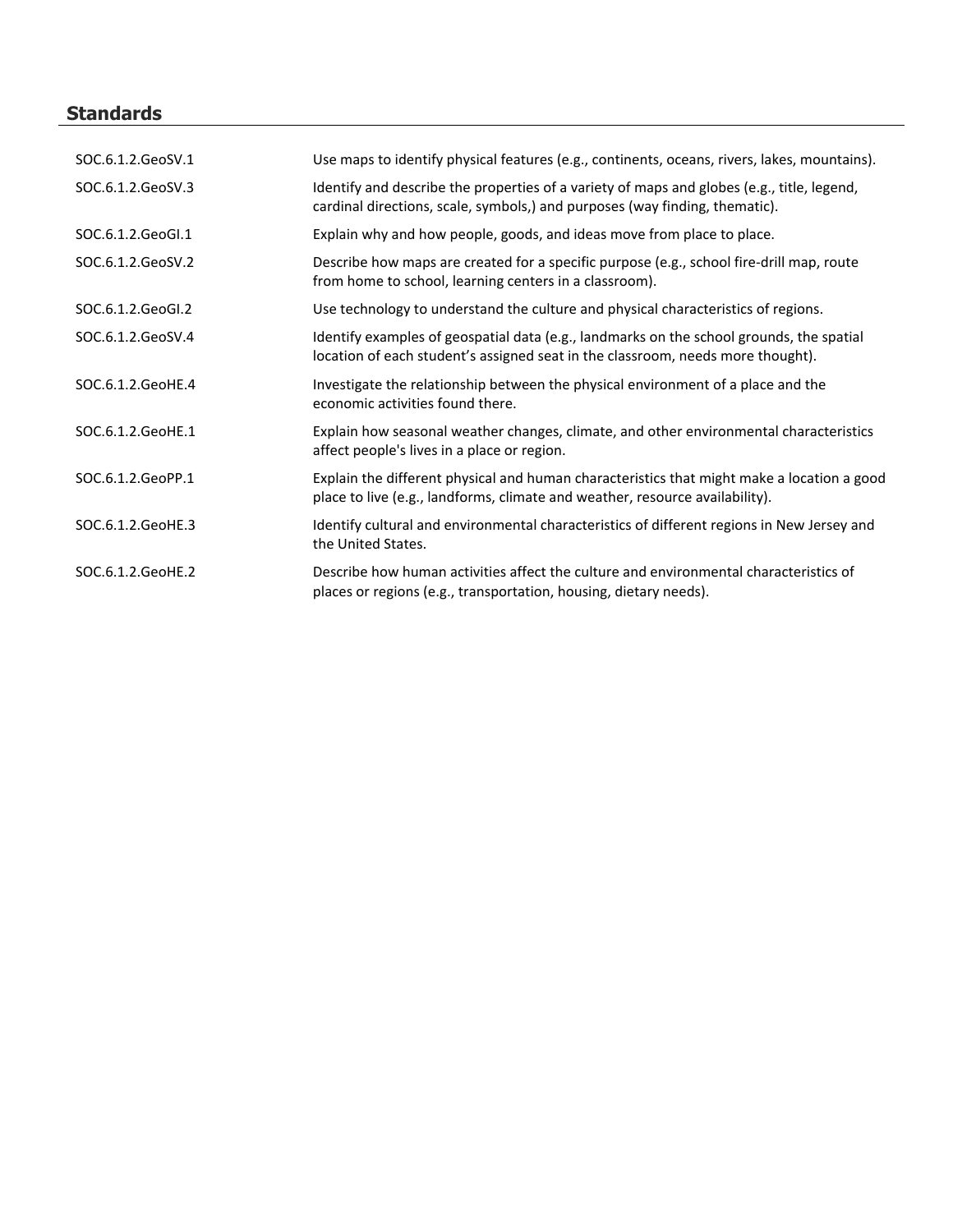## Standards

| | |
|---|---|
| SOC.6.1.2.GeoSV.1 | Use maps to identify physical features (e.g., continents, oceans, rivers, lakes, mountains). |
| SOC.6.1.2.GeoSV.3 | Identify and describe the properties of a variety of maps and globes (e.g., title, legend, cardinal directions, scale, symbols,) and purposes (way finding, thematic). |
| SOC.6.1.2.GeoGI.1 | Explain why and how people, goods, and ideas move from place to place. |
| SOC.6.1.2.GeoSV.2 | Describe how maps are created for a specific purpose (e.g., school fire-drill map, route from home to school, learning centers in a classroom). |
| SOC.6.1.2.GeoGI.2 | Use technology to understand the culture and physical characteristics of regions. |
| SOC.6.1.2.GeoSV.4 | Identify examples of geospatial data (e.g., landmarks on the school grounds, the spatial location of each student's assigned seat in the classroom, needs more thought). |
| SOC.6.1.2.GeoHE.4 | Investigate the relationship between the physical environment of a place and the economic activities found there. |
| SOC.6.1.2.GeoHE.1 | Explain how seasonal weather changes, climate, and other environmental characteristics affect people's lives in a place or region. |
| SOC.6.1.2.GeoPP.1 | Explain the different physical and human characteristics that might make a location a good place to live (e.g., landforms, climate and weather, resource availability). |
| SOC.6.1.2.GeoHE.3 | Identify cultural and environmental characteristics of different regions in New Jersey and the United States. |
| SOC.6.1.2.GeoHE.2 | Describe how human activities affect the culture and environmental characteristics of places or regions (e.g., transportation, housing, dietary needs). |